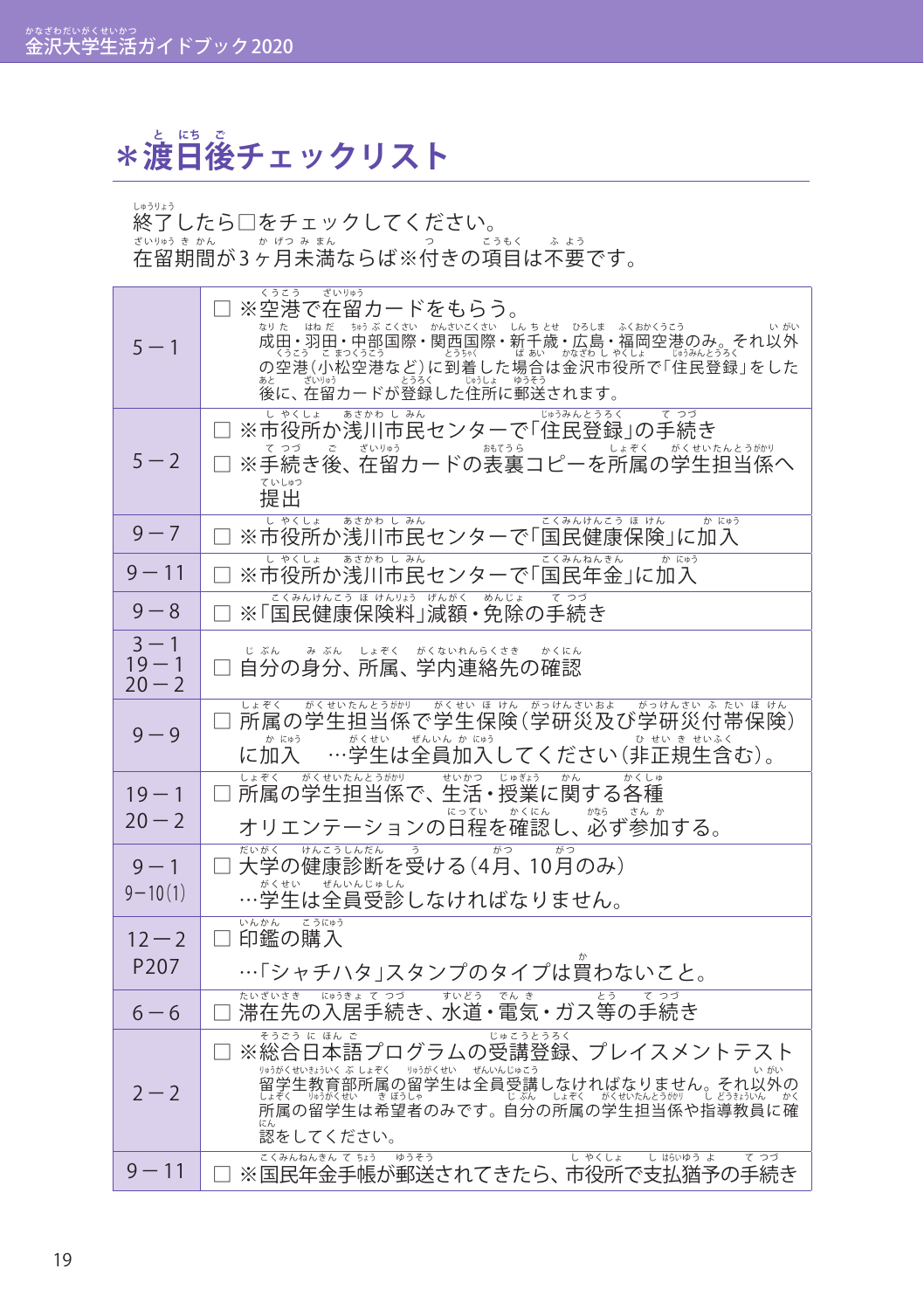# ＊渡日後チェックリスト

終了したら□をチェックしてください。
在留期間が3ヶ月未満ならば※付きの項目は不要です。

| | |
|---|---|
| 5－1 | □ ※空港で在留カードをもらう。<br>成田・羽田・中部国際・関西国際・新千歳・広島・福岡空港のみ。それ以外の空港（小松空港など）に到着した場合は金沢市役所で「住民登録」をした後に、在留カードが登録した住所に郵送されます。 |
| 5－2 | □ ※市役所か浅川市民センターで「住民登録」の手続き<br>□ ※手続き後、在留カードの表裏コピーを所属の学生担当係へ提出 |
| 9－7 | □ ※市役所か浅川市民センターで「国民健康保険」に加入 |
| 9－11 | □ ※市役所か浅川市民センターで「国民年金」に加入 |
| 9－8 | □ ※「国民健康保険料」減額・免除の手続き |
| 3－1<br>19－1<br>20－2 | □ 自分の身分、所属、学内連絡先の確認 |
| 9－9 | □ 所属の学生担当係で学生保険（学研災及び学研災付帯保険）に加入 …学生は全員加入してください（非正規生含む）。 |
| 19－1<br>20－2 | □ 所属の学生担当係で、生活・授業に関する各種オリエンテーションの日程を確認し、必ず参加する。 |
| 9－1<br>9－10(1) | □ 大学の健康診断を受ける（4月、10月のみ）<br>…学生は全員受診しなければなりません。 |
| 12－2<br>P207 | □ 印鑑の購入<br>…「シャチハタ」スタンプのタイプは買わないこと。 |
| 6－6 | □ 滞在先の入居手続き、水道・電気・ガス等の手続き |
| 2－2 | □ ※総合日本語プログラムの受講登録、プレイスメントテスト<br>留学生教育部所属の留学生は全員受講しなければなりません。それ以外の所属の留学生は希望者のみです。自分の所属の学生担当係や指導教員に確認をしてください。 |
| 9－11 | □ ※国民年金手帳が郵送されてきたら、市役所で支払猶予の手続き |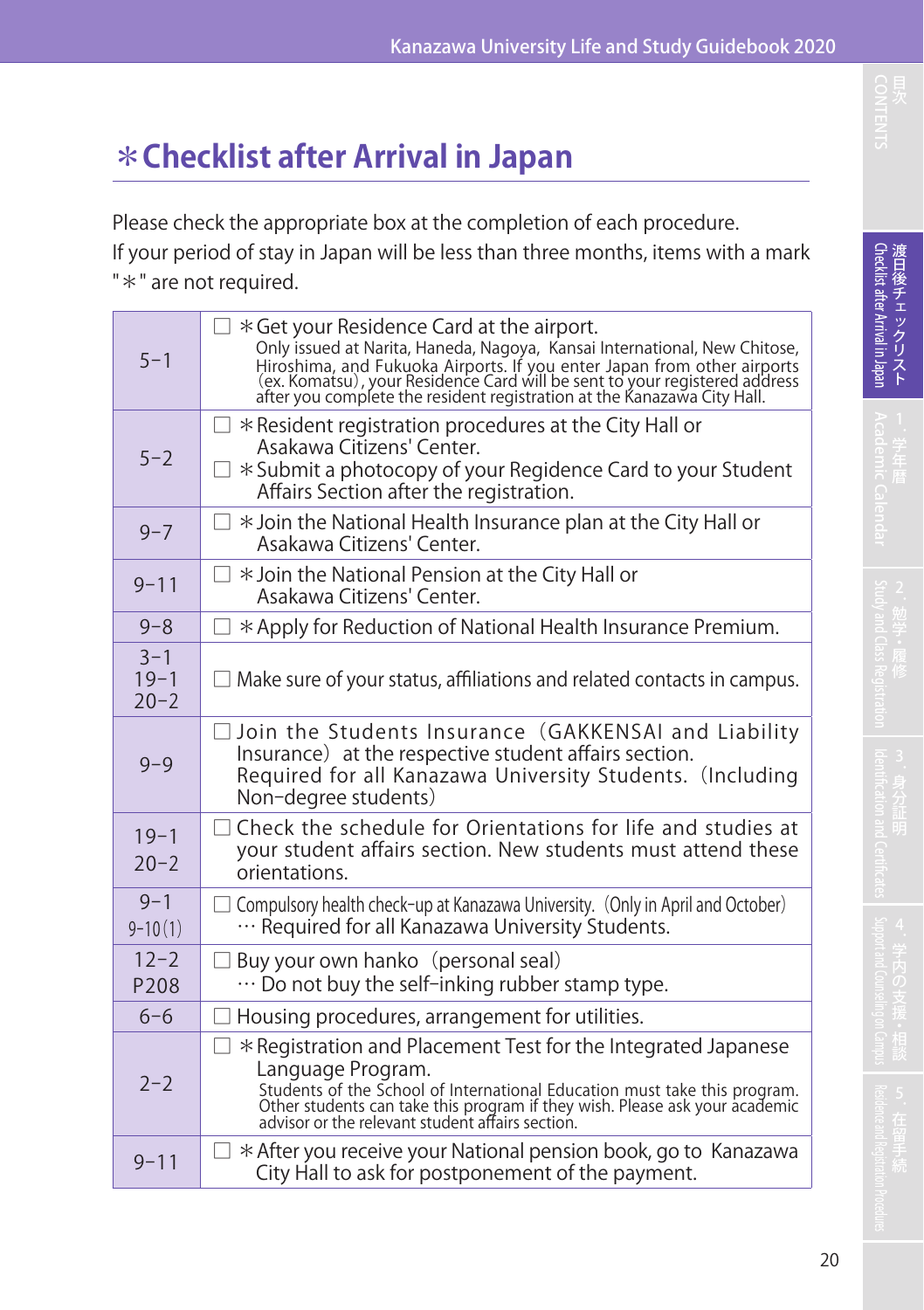# ＊Checklist after Arrival in Japan

Please check the appropriate box at the completion of each procedure.
If your period of stay in Japan will be less than three months, items with a mark "＊" are not required.

| | |
|---|---|
| 5−1 | ☐ ＊Get your Residence Card at the airport.<br>Only issued at Narita, Haneda, Nagoya, Kansai International, New Chitose, Hiroshima, and Fukuoka Airports. If you enter Japan from other airports (ex. Komatsu), your Residence Card will be sent to your registered address after you complete the resident registration at the Kanazawa City Hall. |
| 5−2 | ☐ ＊Resident registration procedures at the City Hall or Asakawa Citizens' Center.<br>☐ ＊Submit a photocopy of your Regidence Card to your Student Affairs Section after the registration. |
| 9−7 | ☐ ＊Join the National Health Insurance plan at the City Hall or Asakawa Citizens' Center. |
| 9−11 | ☐ ＊Join the National Pension at the City Hall or Asakawa Citizens' Center. |
| 9−8 | ☐ ＊Apply for Reduction of National Health Insurance Premium. |
| 3−1<br>19−1<br>20−2 | ☐ Make sure of your status, affiliations and related contacts in campus. |
| 9−9 | ☐ Join the Students Insurance（GAKKENSAI and Liability Insurance）at the respective student affairs section.<br>Required for all Kanazawa University Students.（Including Non-degree students） |
| 19−1<br>20−2 | ☐ Check the schedule for Orientations for life and studies at your student affairs section. New students must attend these orientations. |
| 9−1<br>9-10(1) | ☐ Compulsory health check-up at Kanazawa University.（Only in April and October）<br>… Required for all Kanazawa University Students. |
| 12−2<br>P208 | ☐ Buy your own hanko（personal seal）<br>… Do not buy the self-inking rubber stamp type. |
| 6−6 | ☐ Housing procedures, arrangement for utilities. |
| 2−2 | ☐ ＊Registration and Placement Test for the Integrated Japanese Language Program.<br>Students of the School of International Education must take this program. Other students can take this program if they wish. Please ask your academic advisor or the relevant student affairs section. |
| 9−11 | ☐ ＊After you receive your National pension book, go to Kanazawa City Hall to ask for postponement of the payment. |